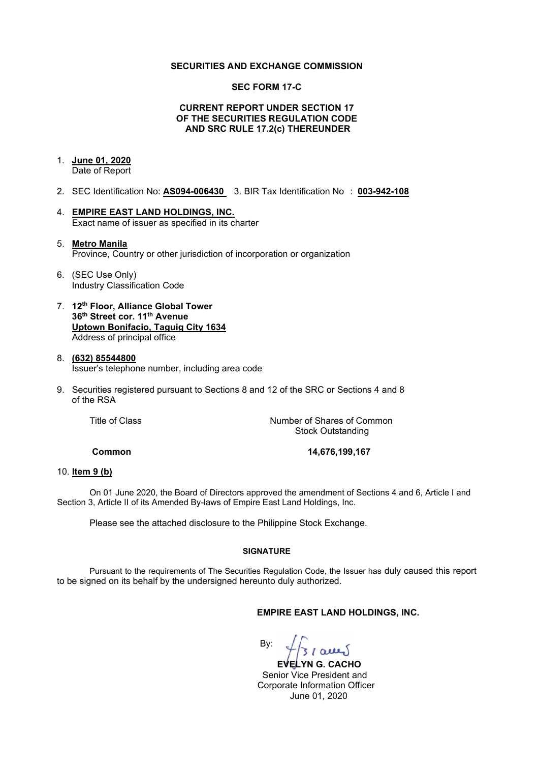**SECURITIES AND EXCHANGE COMMISSION**

**SEC FORM 17-C**

**CURRENT REPORT UNDER SECTION 17 OF THE SECURITIES REGULATION CODE AND SRC RULE 17.2(c) THEREUNDER**

1. **June 01, 2020**
   Date of Report

2. SEC Identification No: **AS094-006430** 3. BIR Tax Identification No : **003-942-108**

4. **EMPIRE EAST LAND HOLDINGS, INC.**
   Exact name of issuer as specified in its charter

5. **Metro Manila**
   Province, Country or other jurisdiction of incorporation or organization

6. (SEC Use Only)
   Industry Classification Code

7. **12th Floor, Alliance Global Tower**
   **36th Street cor. 11th Avenue**
   **Uptown Bonifacio, Taguig City 1634**
   Address of principal office

8. **(632) 85544800**
   Issuer's telephone number, including area code

9. Securities registered pursuant to Sections 8 and 12 of the SRC or Sections 4 and 8 of the RSA

| Title of Class | Number of Shares of Common Stock Outstanding |
|---|---|
| **Common** | **14,676,199,167** |

10. **Item 9 (b)**

On 01 June 2020, the Board of Directors approved the amendment of Sections 4 and 6, Article I and Section 3, Article II of its Amended By-laws of Empire East Land Holdings, Inc.

Please see the attached disclosure to the Philippine Stock Exchange.

**SIGNATURE**

Pursuant to the requirements of The Securities Regulation Code, the Issuer has duly caused this report to be signed on its behalf by the undersigned hereunto duly authorized.

**EMPIRE EAST LAND HOLDINGS, INC.**

By:

**EVELYN G. CACHO**
Senior Vice President and
Corporate Information Officer
June 01, 2020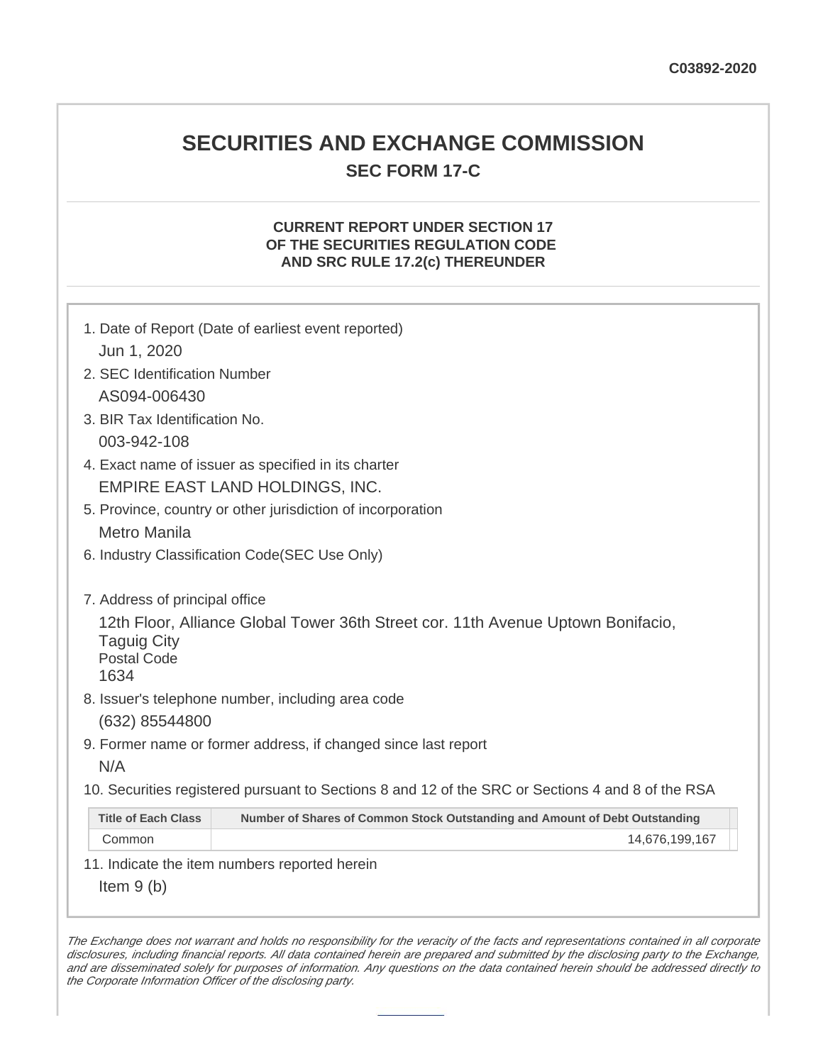C03892-2020

# SECURITIES AND EXCHANGE COMMISSION

## SEC FORM 17-C

### CURRENT REPORT UNDER SECTION 17 OF THE SECURITIES REGULATION CODE AND SRC RULE 17.2(c) THEREUNDER

1. Date of Report (Date of earliest event reported)

   Jun 1, 2020

2. SEC Identification Number

   AS094-006430

3. BIR Tax Identification No.

   003-942-108

4. Exact name of issuer as specified in its charter

   EMPIRE EAST LAND HOLDINGS, INC.

5. Province, country or other jurisdiction of incorporation

   Metro Manila

6. Industry Classification Code(SEC Use Only)

7. Address of principal office

   12th Floor, Alliance Global Tower 36th Street cor. 11th Avenue Uptown Bonifacio, Taguig City
   Postal Code
   1634

8. Issuer's telephone number, including area code

   (632) 85544800

9. Former name or former address, if changed since last report

   N/A

10. Securities registered pursuant to Sections 8 and 12 of the SRC or Sections 4 and 8 of the RSA

| Title of Each Class | Number of Shares of Common Stock Outstanding and Amount of Debt Outstanding |
|---|---|
| Common | 14,676,199,167 |

11. Indicate the item numbers reported herein

    Item 9 (b)

*The Exchange does not warrant and holds no responsibility for the veracity of the facts and representations contained in all corporate disclosures, including financial reports. All data contained herein are prepared and submitted by the disclosing party to the Exchange, and are disseminated solely for purposes of information. Any questions on the data contained herein should be addressed directly to the Corporate Information Officer of the disclosing party.*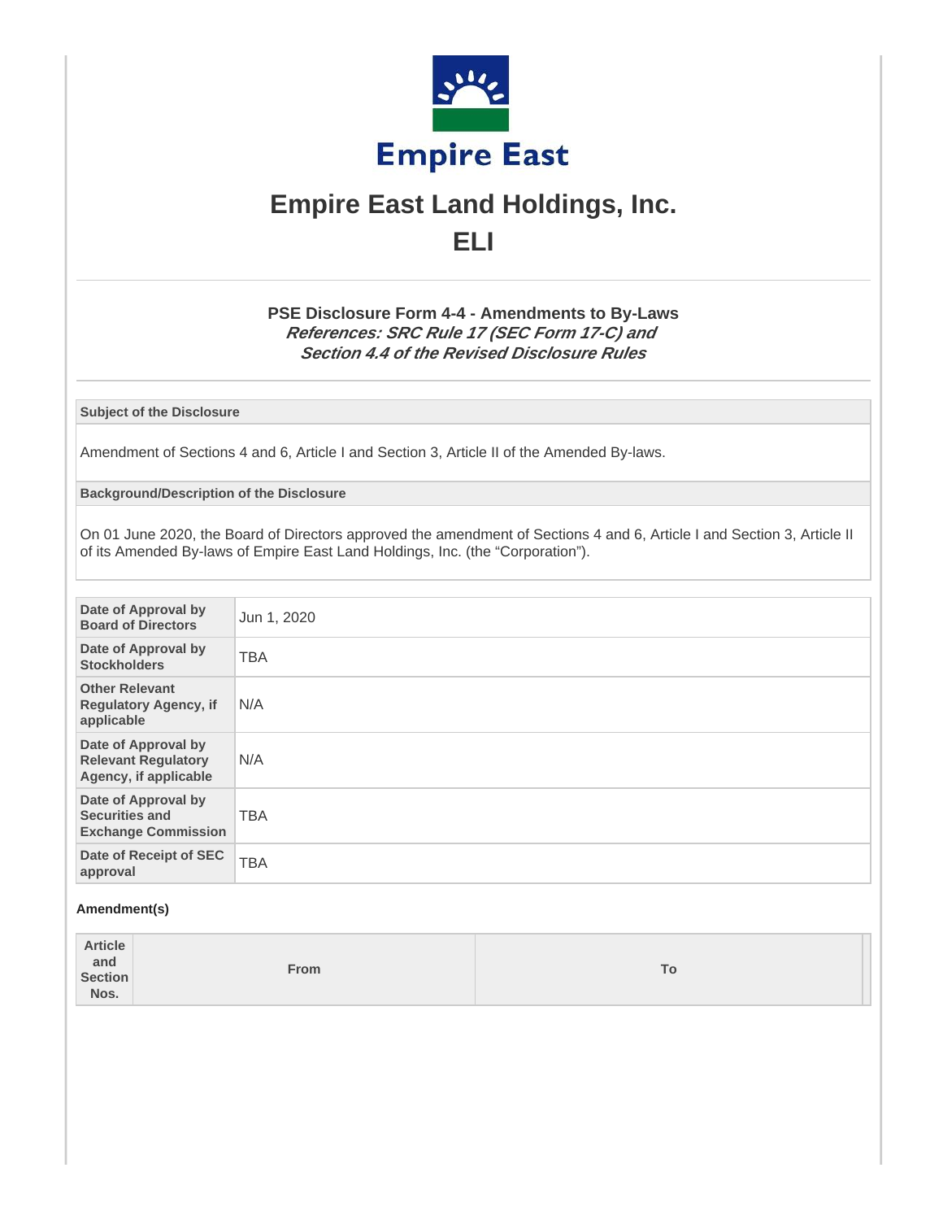# Empire East Land Holdings, Inc.

# ELI

## PSE Disclosure Form 4-4 - Amendments to By-Laws

***References: SRC Rule 17 (SEC Form 17-C) and Section 4.4 of the Revised Disclosure Rules***

**Subject of the Disclosure**

Amendment of Sections 4 and 6, Article I and Section 3, Article II of the Amended By-laws.

**Background/Description of the Disclosure**

On 01 June 2020, the Board of Directors approved the amendment of Sections 4 and 6, Article I and Section 3, Article II of its Amended By-laws of Empire East Land Holdings, Inc. (the "Corporation").

| | |
|---|---|
| **Date of Approval by Board of Directors** | Jun 1, 2020 |
| **Date of Approval by Stockholders** | TBA |
| **Other Relevant Regulatory Agency, if applicable** | N/A |
| **Date of Approval by Relevant Regulatory Agency, if applicable** | N/A |
| **Date of Approval by Securities and Exchange Commission** | TBA |
| **Date of Receipt of SEC approval** | TBA |

**Amendment(s)**

| Article and Section Nos. | From | To |
|---|---|---|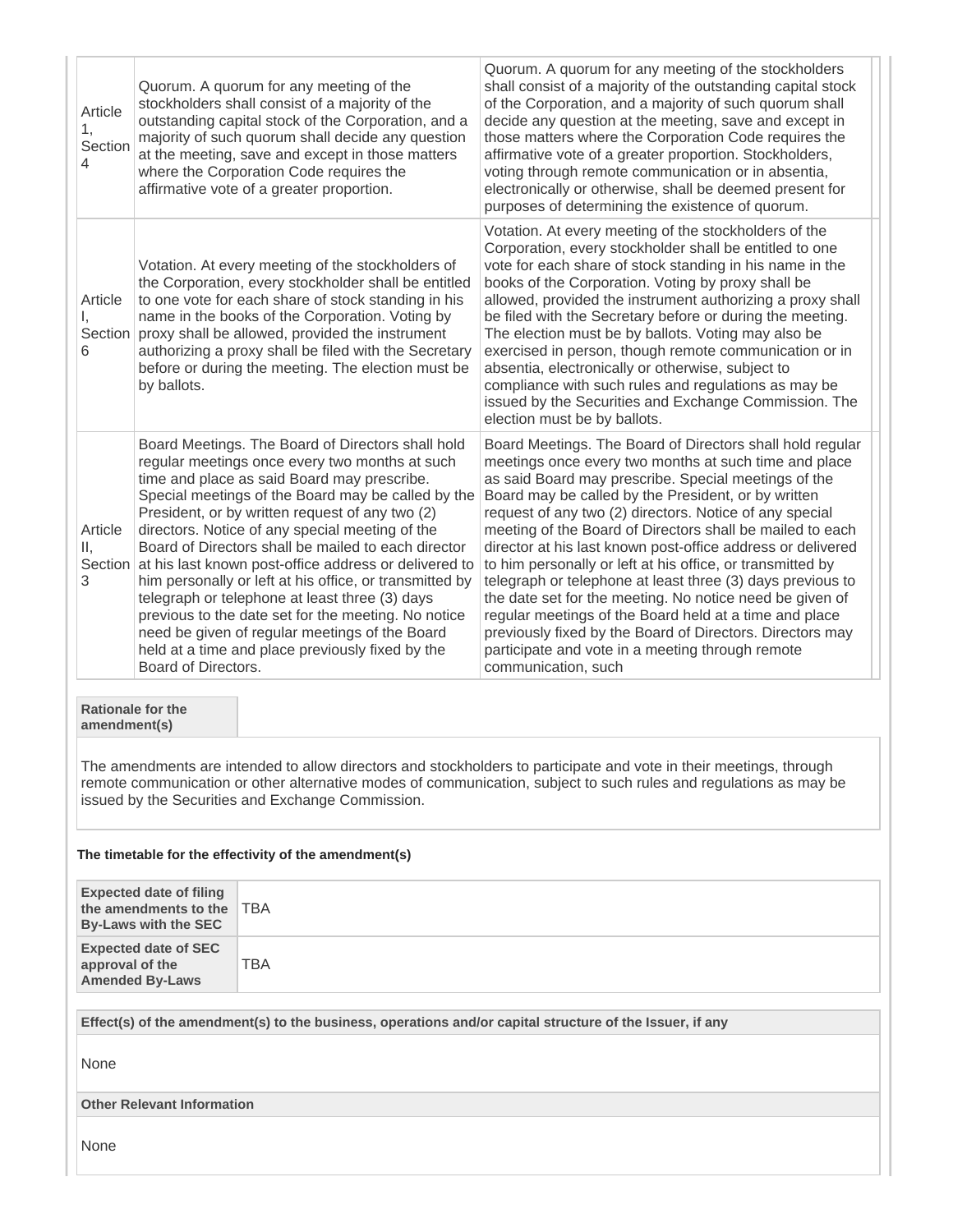| Article 1, Section 4 | Quorum. A quorum for any meeting of the stockholders shall consist of a majority of the outstanding capital stock of the Corporation, and a majority of such quorum shall decide any question at the meeting, save and except in those matters where the Corporation Code requires the affirmative vote of a greater proportion. | Quorum. A quorum for any meeting of the stockholders shall consist of a majority of the outstanding capital stock of the Corporation, and a majority of such quorum shall decide any question at the meeting, save and except in those matters where the Corporation Code requires the affirmative vote of a greater proportion. Stockholders, voting through remote communication or in absentia, electronically or otherwise, shall be deemed present for purposes of determining the existence of quorum. |
|---|---|---|
| Article I, Section 6 | Votation. At every meeting of the stockholders of the Corporation, every stockholder shall be entitled to one vote for each share of stock standing in his name in the books of the Corporation. Voting by proxy shall be allowed, provided the instrument authorizing a proxy shall be filed with the Secretary before or during the meeting. The election must be by ballots. | Votation. At every meeting of the stockholders of the Corporation, every stockholder shall be entitled to one vote for each share of stock standing in his name in the books of the Corporation. Voting by proxy shall be allowed, provided the instrument authorizing a proxy shall be filed with the Secretary before or during the meeting. The election must be by ballots. Voting may also be exercised in person, though remote communication or in absentia, electronically or otherwise, subject to compliance with such rules and regulations as may be issued by the Securities and Exchange Commission. The election must be by ballots. |
| Article II, Section 3 | Board Meetings. The Board of Directors shall hold regular meetings once every two months at such time and place as said Board may prescribe. Special meetings of the Board may be called by the President, or by written request of any two (2) directors. Notice of any special meeting of the Board of Directors shall be mailed to each director at his last known post-office address or delivered to him personally or left at his office, or transmitted by telegraph or telephone at least three (3) days previous to the date set for the meeting. No notice need be given of regular meetings of the Board held at a time and place previously fixed by the Board of Directors. | Board Meetings. The Board of Directors shall hold regular meetings once every two months at such time and place as said Board may prescribe. Special meetings of the Board may be called by the President, or by written request of any two (2) directors. Notice of any special meeting of the Board of Directors shall be mailed to each director at his last known post-office address or delivered to him personally or left at his office, or transmitted by telegraph or telephone at least three (3) days previous to the date set for the meeting. No notice need be given of regular meetings of the Board held at a time and place previously fixed by the Board of Directors. Directors may participate and vote in a meeting through remote communication, such |

**Rationale for the amendment(s)**

The amendments are intended to allow directors and stockholders to participate and vote in their meetings, through remote communication or other alternative modes of communication, subject to such rules and regulations as may be issued by the Securities and Exchange Commission.

**The timetable for the effectivity of the amendment(s)**

| **Expected date of filing the amendments to the By-Laws with the SEC** | TBA |
|---|---|
| **Expected date of SEC approval of the Amended By-Laws** | TBA |

**Effect(s) of the amendment(s) to the business, operations and/or capital structure of the Issuer, if any**

None

**Other Relevant Information**

None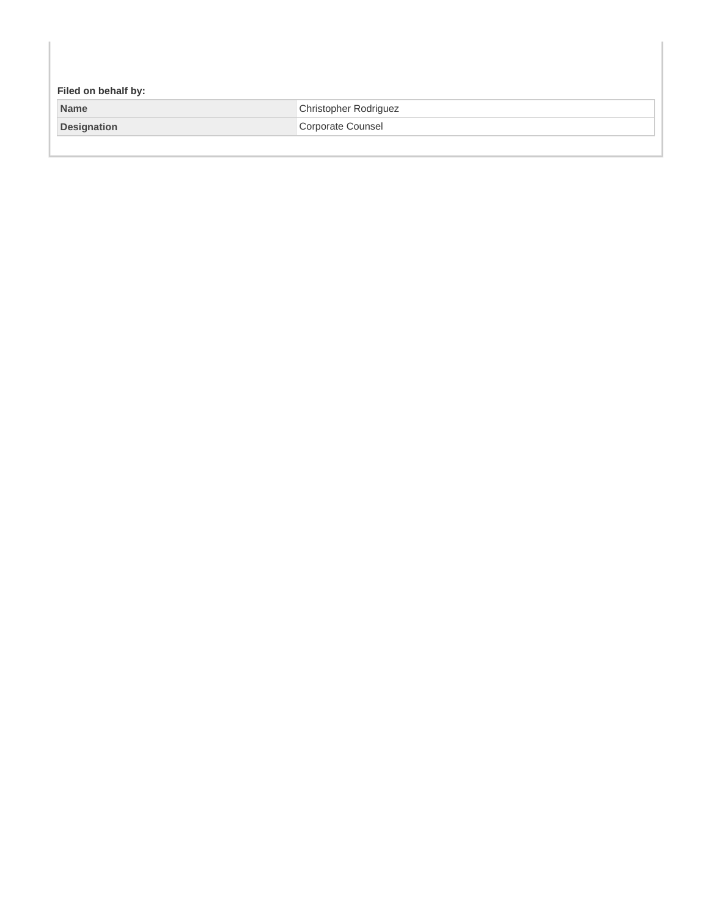**Filed on behalf by:**

| | |
|---|---|
| **Name** | Christopher Rodriguez |
| **Designation** | Corporate Counsel |